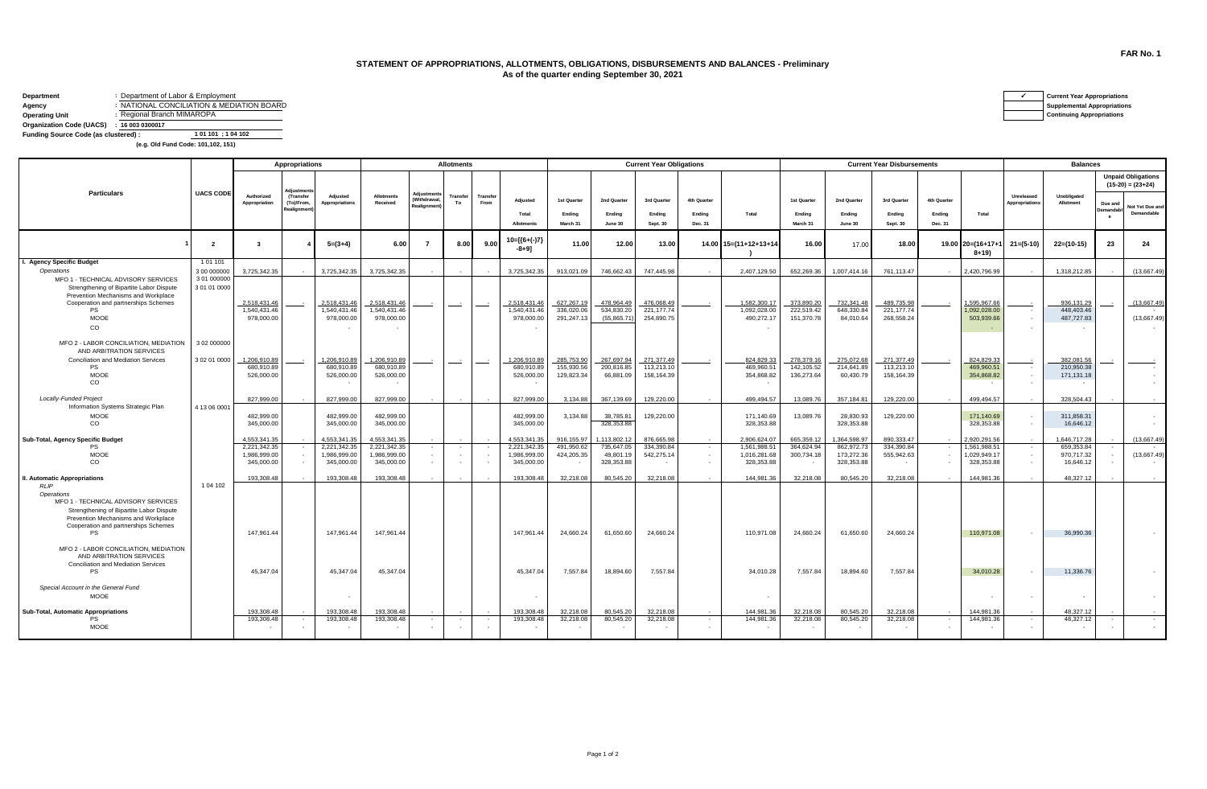FAR No. 1

## STATEMENT OF APPROPRIATIONS, ALLOTMENTS, OBLIGATIONS, DISBURSEMENTS AND BALANCES - Preliminary
### As of the quarter ending September 30, 2021

| | | | |
|---|---|---|---|
| Department | : Department of Labor & Employment | ✓ | Current Year Appropriations |
| Agency | : NATIONAL CONCILIATION & MEDIATION BOARD | | Supplemental Appropriations |
| Operating Unit | : Regional Branch MIMAROPA | | Continuing Appropriations |
| Organization Code (UACS) | : 16 003 0300017 | | |
| Funding Source Code (as clustered) : | 1 01 101 ; 1 04 102 | | |
| | (e.g. Old Fund Code: 101,102, 151) | | |

| Particulars | UACS CODE | Appropriations | | | Allotments | | | | | Current Year Obligations | | | | | Current Year Disbursements | | | | | Balances | | | |
|---|---|---|---|---|---|---|---|---|---|---|---|---|---|---|---|---|---|---|---|---|---|---|---|
| | | Authorized Appropriation | Adjustments (Transfer (To)/From, Realignment) | Adjusted Appropriations | Allotments Received | Adjustments (Withdrawal, Realignment) | Transfer To | Transfer From | Adjusted Total Allotments | 1st Quarter Ending March 31 | 2nd Quarter Ending June 30 | 3rd Quarter Ending Sept. 30 | 4th Quarter Ending Dec. 31 | Total | 1st Quarter Ending March 31 | 2nd Quarter Ending June 30 | 3rd Quarter Ending Sept. 30 | 4th Quarter Ending Dec. 31 | Total | Unreleased Appropriations | Unobligated Allotment | Unpaid Obligations (15-20) = (23+24) Due and Demandable | Not Yet Due and Demandable |
| 1 | 2 | 3 | 4 | 5=(3+4) | 6.00 | 7 | 8.00 | 9.00 | 10=[{6+(-)7}-8+9] | 11.00 | 12.00 | 13.00 | 14.00 | 15=(11+12+13+14) | 16.00 | 17.00 | 18.00 | 19.00 | 20=(16+17+18+19) | 21=(5-10) | 22=(10-15) | 23 | 24 |
| **I. Agency Specific Budget** | 1 01 101 | | | | | | | | | | | | | | | | | | | | | | |
| *Operations* | 3 00 000000 | 3,725,342.35 | - | 3,725,342.35 | 3,725,342.35 | - | - | - | 3,725,342.35 | 913,021.09 | 746,662.43 | 747,445.98 | - | 2,407,129.50 | 652,269.36 | 1,007,414.16 | 761,113.47 | - | 2,420,796.99 | - | 1,318,212.85 | - | (13,667.49) |
| MFO 1 - TECHNICAL ADVISORY SERVICES | 3 01 000000 | | | | | | | | | | | | | | | | | | | | | | |
| Strengthening of Bipartite Labor Dispute Prevention Mechanisms and Workplace Cooperation and partnerships Schemes | 3 01 01 0000 | 2,518,431.46 | - | 2,518,431.46 | 2,518,431.46 | - | - | - | 2,518,431.46 | 627,267.19 | 478,964.49 | 476,068.49 | - | 1,582,300.17 | 373,890.20 | 732,341.48 | 489,735.98 | - | 1,595,967.66 | - | 936,131.29 | - | (13,667.49) |
| PS | | 1,540,431.46 | | 1,540,431.46 | 1,540,431.46 | | | | 1,540,431.46 | 336,020.06 | 534,830.20 | 221,177.74 | | 1,092,028.00 | 222,519.42 | 648,330.84 | 221,177.74 | | 1,092,028.00 | - | 448,403.46 | | - |
| MOOE | | 978,000.00 | | 978,000.00 | 978,000.00 | | | | 978,000.00 | 291,247.13 | (55,865.71) | 254,890.75 | | 490,272.17 | 151,370.78 | 84,010.64 | 268,558.24 | | 503,939.66 | - | 487,727.83 | | (13,667.49) |
| CO | | | | - | - | | | | - | | | | | - | | | | | - | - | - | | - |
| MFO 2 - LABOR CONCILIATION, MEDIATION AND ARBITRATION SERVICES | 3 02 000000 | | | | | | | | | | | | | | | | | | | | | | |
| Conciliation and Mediation Services | 3 02 01 0000 | 1,206,910.89 | - | 1,206,910.89 | 1,206,910.89 | - | - | - | 1,206,910.89 | 285,753.90 | 267,697.94 | 271,377.49 | - | 824,829.33 | 278,379.16 | 275,072.68 | 271,377.49 | - | 824,829.33 | - | 382,081.56 | - | - |
| PS | | 680,910.89 | | 680,910.89 | 680,910.89 | | | | 680,910.89 | 155,930.56 | 200,816.85 | 113,213.10 | | 469,960.51 | 142,105.52 | 214,641.89 | 113,213.10 | | 469,960.51 | - | 210,950.38 | | - |
| MOOE | | 526,000.00 | | 526,000.00 | 526,000.00 | | | | 526,000.00 | 129,823.34 | 66,881.09 | 158,164.39 | | 354,868.82 | 136,273.64 | 60,430.79 | 158,164.39 | | 354,868.82 | - | 171,131.18 | | - |
| CO | | | | - | - | | | | - | | | | | - | | | | | - | - | - | | - |
| *Locally-Funded Project* | | 827,999.00 | - | 827,999.00 | 827,999.00 | - | - | - | 827,999.00 | 3,134.88 | 367,139.69 | 129,220.00 | - | 499,494.57 | 13,089.76 | 357,184.81 | 129,220.00 | - | 499,494.57 | - | 328,504.43 | - | - |
| Information Systems Strategic Plan | 4 13 06 0001 | | | | | | | | | | | | | | | | | | | | | | |
| MOOE | | 482,999.00 | | 482,999.00 | 482,999.00 | | | | 482,999.00 | 3,134.88 | 38,785.81 | 129,220.00 | | 171,140.69 | 13,089.76 | 28,830.93 | 129,220.00 | | 171,140.69 | - | 311,858.31 | | - |
| CO | | 345,000.00 | | 345,000.00 | 345,000.00 | | | | 345,000.00 | | 328,353.88 | | | 328,353.88 | | 328,353.88 | | | 328,353.88 | - | 16,646.12 | | - |
| **Sub-Total, Agency Specific Budget** | | 4,553,341.35 | - | 4,553,341.35 | 4,553,341.35 | - | - | - | 4,553,341.35 | 916,155.97 | 1,113,802.12 | 876,665.98 | - | 2,906,624.07 | 665,359.12 | 1,364,598.97 | 890,333.47 | - | 2,920,291.56 | - | 1,646,717.28 | - | (13,667.49) |
| PS | | 2,221,342.35 | - | 2,221,342.35 | 2,221,342.35 | - | - | - | 2,221,342.35 | 491,950.62 | 735,647.05 | 334,390.84 | - | 1,561,988.51 | 364,624.94 | 862,972.73 | 334,390.84 | - | 1,561,988.51 | - | 659,353.84 | - | - |
| MOOE | | 1,986,999.00 | - | 1,986,999.00 | 1,986,999.00 | - | - | - | 1,986,999.00 | 424,205.35 | 49,801.19 | 542,275.14 | - | 1,016,281.68 | 300,734.18 | 173,272.36 | 555,942.63 | - | 1,029,949.17 | - | 970,717.32 | - | (13,667.49) |
| CO | | 345,000.00 | - | 345,000.00 | 345,000.00 | - | - | - | 345,000.00 | - | 328,353.88 | - | - | 328,353.88 | - | 328,353.88 | - | - | 328,353.88 | - | 16,646.12 | - | - |
| **II. Automatic Appropriations** | | 193,308.48 | - | 193,308.48 | 193,308.48 | - | - | - | 193,308.48 | 32,218.08 | 80,545.20 | 32,218.08 | - | 144,981.36 | 32,218.08 | 80,545.20 | 32,218.08 | - | 144,981.36 | - | 48,327.12 | - | - |
| *RLIP* | 1 04 102 | | | | | | | | | | | | | | | | | | | | | | |
| *Operations* | | | | | | | | | | | | | | | | | | | | | | | |
| MFO 1 - TECHNICAL ADVISORY SERVICES | | | | | | | | | | | | | | | | | | | | | | | |
| Strengthening of Bipartite Labor Dispute Prevention Mechanisms and Workplace Cooperation and partnerships Schemes | | | | | | | | | | | | | | | | | | | | | | | |
| PS | | 147,961.44 | | 147,961.44 | 147,961.44 | | | | 147,961.44 | 24,660.24 | 61,650.60 | 24,660.24 | | 110,971.08 | 24,660.24 | 61,650.60 | 24,660.24 | | 110,971.08 | - | 36,990.36 | | - |
| MFO 2 - LABOR CONCILIATION, MEDIATION AND ARBITRATION SERVICES | | | | | | | | | | | | | | | | | | | | | | | |
| Conciliation and Mediation Services | | | | | | | | | | | | | | | | | | | | | | | |
| PS | | 45,347.04 | | 45,347.04 | 45,347.04 | | | | 45,347.04 | 7,557.84 | 18,894.60 | 7,557.84 | | 34,010.28 | 7,557.84 | 18,894.60 | 7,557.84 | | 34,010.28 | - | 11,336.76 | | - |
| *Special Account in the General Fund* | | | | | | | | | | | | | | | | | | | | | | | |
| MOOE | | | | - | | | | | - | | | | | - | | | | | - | - | - | | - |
| **Sub-Total, Automatic Appropriations** | | 193,308.48 | - | 193,308.48 | 193,308.48 | - | - | - | 193,308.48 | 32,218.08 | 80,545.20 | 32,218.08 | - | 144,981.36 | 32,218.08 | 80,545.20 | 32,218.08 | - | 144,981.36 | - | 48,327.12 | - | - |
| PS | | 193,308.48 | - | 193,308.48 | 193,308.48 | - | - | - | 193,308.48 | 32,218.08 | 80,545.20 | 32,218.08 | - | 144,981.36 | 32,218.08 | 80,545.20 | 32,218.08 | - | 144,981.36 | - | 48,327.12 | - | - |
| MOOE | | - | - | - | - | - | - | - | - | - | - | - | - | - | - | - | - | - | - | - | - | - | - |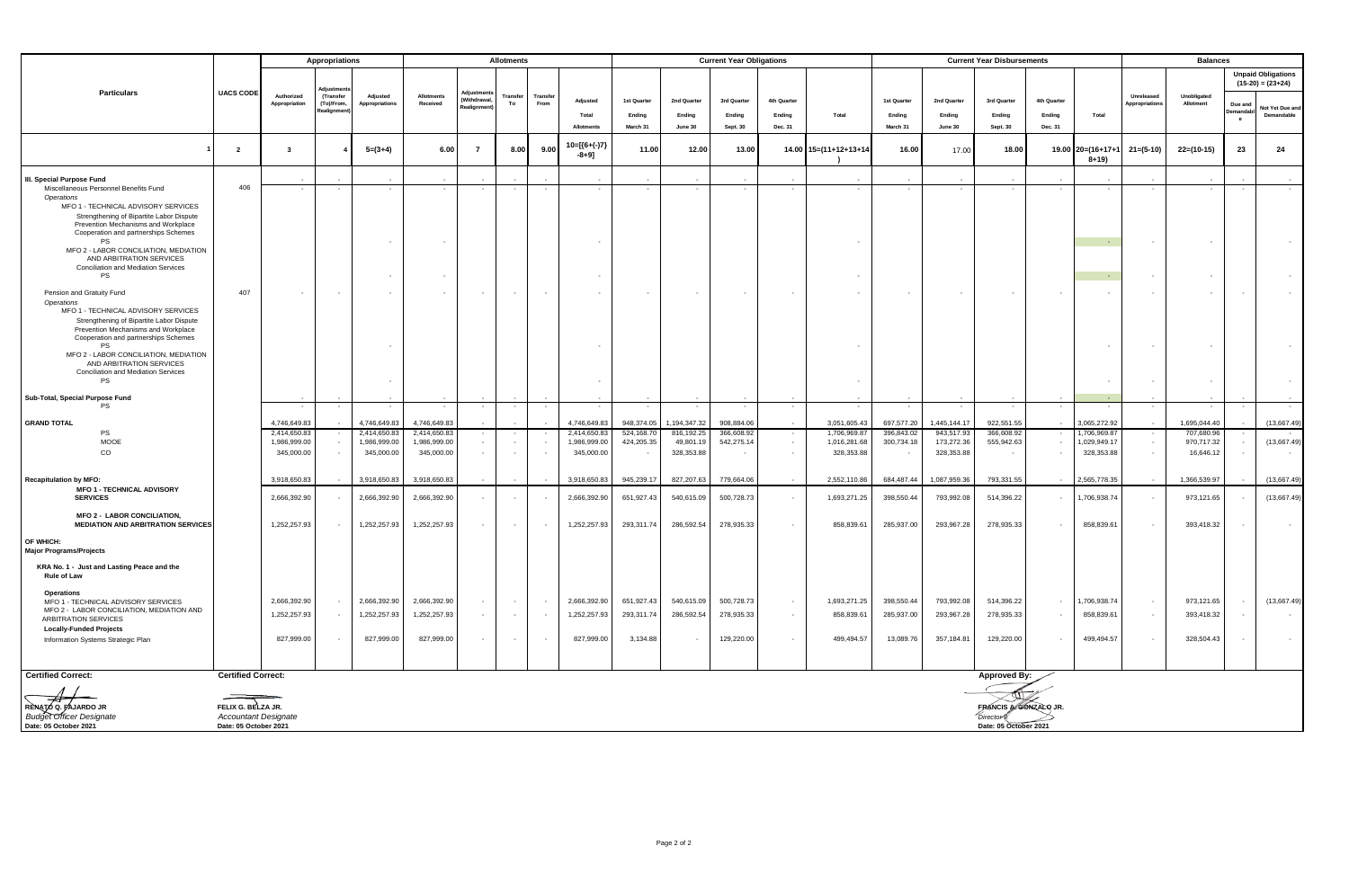| Particulars | UACS CODE | Appropriations | | | Allotments | | | | | Current Year Obligations | | | | | Current Year Disbursements | | | | | Balances | | | |
|---|---|---|---|---|---|---|---|---|---|---|---|---|---|---|---|---|---|---|---|---|---|---|---|
| | | Authorized Appropriation | Adjustments (Transfer (To)/From, Realignment) | Adjusted Appropriations | Allotments Received | Adjustments (Withdrawal, Realignment) | Transfer To | Transfer From | Adjusted Total Allotments | 1st Quarter Ending March 31 | 2nd Quarter Ending June 30 | 3rd Quarter Ending Sept. 30 | 4th Quarter Ending Dec. 31 | Total | 1st Quarter Ending March 31 | 2nd Quarter Ending June 30 | 3rd Quarter Ending Sept. 30 | 4th Quarter Ending Dec. 31 | Total | Unreleased Appropriations | Unobligated Allotment | Unpaid Obligations (15-20) = (23+24) Due and Demandable | Not Yet Due and Demandable |
| 1 | 2 | 3 | 4 | 5=(3+4) | 6.00 | 7 | 8.00 | 9.00 | 10=[(6+(-)7)-8+9] | 11.00 | 12.00 | 13.00 | 14.00 | 15=(11+12+13+14) | 16.00 | 17.00 | 18.00 | 19.00 | 20=(16+17+18+19) | 21=(5-10) | 22=(10-15) | 23 | 24 |
| **III. Special Purpose Fund** | | - | - | - | - | - | - | - | - | - | - | - | - | - | - | - | - | - | - | - | - | - | - |
| Miscellaneous Personnel Benefits Fund | 406 | - | - | - | - | - | - | - | - | - | - | - | - | - | - | - | - | - | - | - | - | - | - |
| Operations | | | | | | | | | | | | | | | | | | | | | | | |
| MFO 1 - TECHNICAL ADVISORY SERVICES | | | | | | | | | | | | | | | | | | | | | | | |
| Strengthening of Bipartite Labor Dispute Prevention Mechanisms and Workplace Cooperation and partnerships Schemes | | | | | | | | | | | | | | | | | | | | | | | |
| PS | | | | - | - | | | | - | | | | | - | | | | | - | - | - | | - |
| MFO 2 - LABOR CONCILIATION, MEDIATION AND ARBITRATION SERVICES | | | | | | | | | | | | | | | | | | | | | | | |
| Conciliation and Mediation Services | | | | | | | | | | | | | | | | | | | | | | | |
| PS | | | | - | - | | | | - | | | | | - | | | | | - | - | - | | - |
| Pension and Gratuity Fund | 407 | - | - | - | - | - | - | - | - | - | - | - | - | - | - | - | - | - | - | - | - | - | - |
| Operations | | | | | | | | | | | | | | | | | | | | | | | |
| MFO 1 - TECHNICAL ADVISORY SERVICES | | | | | | | | | | | | | | | | | | | | | | | |
| Strengthening of Bipartite Labor Dispute Prevention Mechanisms and Workplace Cooperation and partnerships Schemes | | | | | | | | | | | | | | | | | | | | | | | |
| PS | | | | - | | | | | - | | | | | - | | | | | - | - | - | | - |
| MFO 2 - LABOR CONCILIATION, MEDIATION AND ARBITRATION SERVICES | | | | | | | | | | | | | | | | | | | | | | | |
| Conciliation and Mediation Services | | | | | | | | | | | | | | | | | | | | | | | |
| PS | | | | - | | | | | - | | | | | - | | | | | - | - | - | | - |
| **Sub-Total, Special Purpose Fund** | | - | - | - | - | - | - | - | - | - | - | - | - | - | - | - | - | - | - | - | - | - | - |
| PS | | - | - | - | - | - | - | - | - | - | - | - | - | - | - | - | - | - | - | - | - | - | - |
| **GRAND TOTAL** | | 4,746,649.83 | - | 4,746,649.83 | 4,746,649.83 | - | - | - | 4,746,649.83 | 948,374.05 | 1,194,347.32 | 908,884.06 | - | 3,051,605.43 | 697,577.20 | 1,445,144.17 | 922,551.55 | - | 3,065,272.92 | - | 1,695,044.40 | - | (13,667.49) |
| PS | | 2,414,650.83 | - | 2,414,650.83 | 2,414,650.83 | - | - | - | 2,414,650.83 | 524,168.70 | 816,192.25 | 366,608.92 | - | 1,706,969.87 | 396,843.02 | 943,517.93 | 366,608.92 | - | 1,706,969.87 | - | 707,680.96 | - | - |
| MOOE | | 1,986,999.00 | - | 1,986,999.00 | 1,986,999.00 | - | - | - | 1,986,999.00 | 424,205.35 | 49,801.19 | 542,275.14 | - | 1,016,281.68 | 300,734.18 | 173,272.36 | 555,942.63 | - | 1,029,949.17 | - | 970,717.32 | - | (13,667.49) |
| CO | | 345,000.00 | - | 345,000.00 | 345,000.00 | - | - | - | 345,000.00 | - | 328,353.88 | - | - | 328,353.88 | - | 328,353.88 | - | - | 328,353.88 | - | 16,646.12 | - | - |
| **Recapitulation by MFO:** | | 3,918,650.83 | - | 3,918,650.83 | 3,918,650.83 | - | - | - | 3,918,650.83 | 945,239.17 | 827,207.63 | 779,664.06 | - | 2,552,110.86 | 684,487.44 | 1,087,959.36 | 793,331.55 | - | 2,565,778.35 | - | 1,366,539.97 | - | (13,667.49) |
| **MFO 1 - TECHNICAL ADVISORY SERVICES** | | 2,666,392.90 | - | 2,666,392.90 | 2,666,392.90 | - | - | - | 2,666,392.90 | 651,927.43 | 540,615.09 | 500,728.73 | - | 1,693,271.25 | 398,550.44 | 793,992.08 | 514,396.22 | - | 1,706,938.74 | - | 973,121.65 | - | (13,667.49) |
| **MFO 2 - LABOR CONCILIATION, MEDIATION AND ARBITRATION SERVICES** | | 1,252,257.93 | - | 1,252,257.93 | 1,252,257.93 | - | - | - | 1,252,257.93 | 293,311.74 | 286,592.54 | 278,935.33 | - | 858,839.61 | 285,937.00 | 293,967.28 | 278,935.33 | - | 858,839.61 | - | 393,418.32 | - | - |
| **OF WHICH:** | | | | | | | | | | | | | | | | | | | | | | | |
| **Major Programs/Projects** | | | | | | | | | | | | | | | | | | | | | | | |
| **KRA No. 1 - Just and Lasting Peace and the Rule of Law** | | | | | | | | | | | | | | | | | | | | | | | |
| **Operations** | | | | | | | | | | | | | | | | | | | | | | | |
| MFO 1 - TECHNICAL ADVISORY SERVICES | | 2,666,392.90 | - | 2,666,392.90 | 2,666,392.90 | - | - | - | 2,666,392.90 | 651,927.43 | 540,615.09 | 500,728.73 | - | 1,693,271.25 | 398,550.44 | 793,992.08 | 514,396.22 | - | 1,706,938.74 | - | 973,121.65 | - | (13,667.49) |
| MFO 2 - LABOR CONCILIATION, MEDIATION AND ARBITRATION SERVICES | | 1,252,257.93 | - | 1,252,257.93 | 1,252,257.93 | - | - | - | 1,252,257.93 | 293,311.74 | 286,592.54 | 278,935.33 | - | 858,839.61 | 285,937.00 | 293,967.28 | 278,935.33 | - | 858,839.61 | - | 393,418.32 | - | - |
| **Locally-Funded Projects** | | | | | | | | | | | | | | | | | | | | | | | |
| Information Systems Strategic Plan | | 827,999.00 | - | 827,999.00 | 827,999.00 | - | - | - | 827,999.00 | 3,134.88 | - | 129,220.00 | - | 499,494.57 | 13,089.76 | 357,184.81 | 129,220.00 | - | 499,494.57 | - | 328,504.43 | - | - |

**Certified Correct:**

RENATO Q. FAJARDO JR
*Budget Officer Designate*
Date: 05 October 2021

**Certified Correct:**

FELIX G. BELZA JR.
*Accountant Designate*
Date: 05 October 2021

**Approved By:**

FRANCIS A. GONZALO JR.
*Director II*
Date: 05 October 2021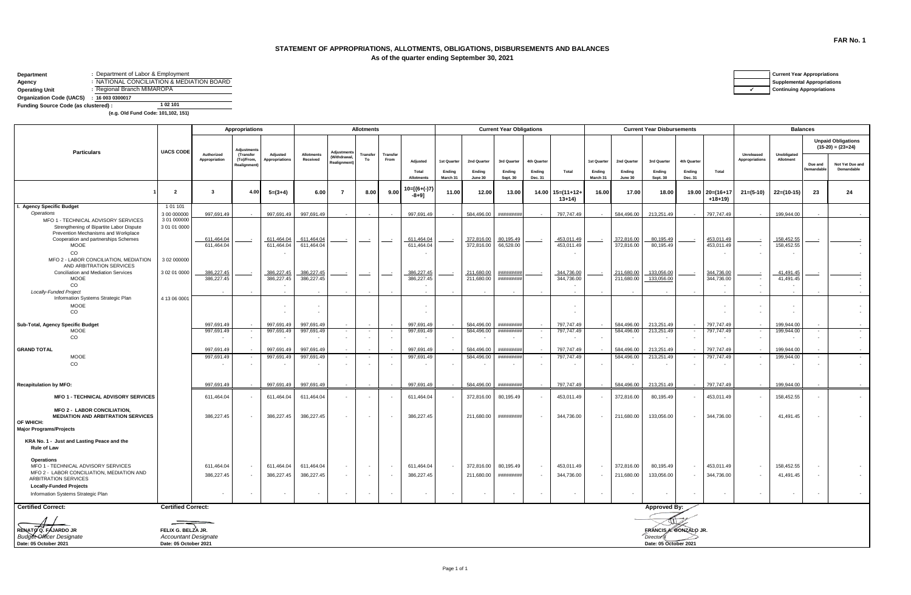FAR No. 1

# STATEMENT OF APPROPRIATIONS, ALLOTMENTS, OBLIGATIONS, DISBURSEMENTS AND BALANCES

**As of the quarter ending September 30, 2021**

| | |
|---|---|
| Department | : Department of Labor & Employment |
| Agency | : NATIONAL CONCILIATION & MEDIATION BOARD |
| Operating Unit | : Regional Branch MIMAROPA |
| Organization Code (UACS) | : 16 003 0300017 |
| Funding Source Code (as clustered) : | 1 02 101 |
| (e.g. Old Fund Code: 101,102, 151) | |

| | |
|---|---|
| | Current Year Appropriations |
| | Supplemental Appropriations |
| ✓ | Continuing Appropriations |

| Particulars | UACS CODE | Appropriations | | | Allotments | | | | | Current Year Obligations | | | | | Current Year Disbursements | | | | | Balances | | | |
|---|---|---|---|---|---|---|---|---|---|---|---|---|---|---|---|---|---|---|---|---|---|---|---|
| | | Authorized Appropriation | Adjustments (Transfer (To)/From, Realignment) | Adjusted Appropriations | Allotments Received | Adjustments (Withdrawal, Realignment) | Transfer To | Transfer From | Adjusted Total Allotments | 1st Quarter Ending March 31 | 2nd Quarter Ending June 30 | 3rd Quarter Ending Sept. 30 | 4th Quarter Ending Dec. 31 | Total | 1st Quarter Ending March 31 | 2nd Quarter Ending June 30 | 3rd Quarter Ending Sept. 30 | 4th Quarter Ending Dec. 31 | Total | Unreleased Appropriations | Unobligated Allotment | Unpaid Obligations (15-20) = (23+24) Due and Demandable | Unpaid Obligations (15-20) = (23+24) Not Yet Due and Demandable |
| 1 | 2 | 3 | 4.00 | 5=(3+4) | 6.00 | 7 | 8.00 | 9.00 | 10=[(6+(-)7)-8+9] | 11.00 | 12.00 | 13.00 | 14.00 | 15=(11+12+13+14) | 16.00 | 17.00 | 18.00 | 19.00 | 20=(16+17+18+19) | 21=(5-10) | 22=(10-15) | 23 | 24 |
| I. Agency Specific Budget | 1 01 101 | | | | | | | | | | | | | | | | | | | | | | |
| *Operations* | 3 00 000000 | 997,691.49 | - | 997,691.49 | 997,691.49 | - | - | - | 997,691.49 | - | 584,496.00 | ######### | - | 797,747.49 | - | 584,496.00 | 213,251.49 | - | 797,747.49 | - | 199,944.00 | - | - |
| MFO 1 - TECHNICAL ADVISORY SERVICES | 3 01 000000 | | | | | | | | | | | | | | | | | | | | | | |
| Strengthening of Bipartite Labor Dispute Prevention Mechanisms and Workplace Cooperation and partnerships Schemes | 3 01 01 0000 | 611,464.04 | - | 611,464.04 | 611,464.04 | - | - | - | 611,464.04 | - | 372,816.00 | 80,195.49 | - | 453,011.49 | - | 372,816.00 | 80,195.49 | - | 453,011.49 | - | 158,452.55 | - | - |
| MOOE | | 611,464.04 | | 611,464.04 | 611,464.04 | | | | 611,464.04 | | 372,816.00 | 66,528.00 | | 453,011.49 | | 372,816.00 | 80,195.49 | | 453,011.49 | - | 158,452.55 | | - |
| CO | | | | - | | | | | - | | | | | - | | | | | - | - | | | - |
| MFO 2 - LABOR CONCILIATION, MEDIATION AND ARBITRATION SERVICES | 3 02 000000 | | | | | | | | | | | | | | | | | | | | | | |
| Conciliation and Mediation Services | 3 02 01 0000 | 386,227.45 | - | 386,227.45 | 386,227.45 | - | - | - | 386,227.45 | - | 211,680.00 | ######### | - | 344,736.00 | - | 211,680.00 | 133,056.00 | - | 344,736.00 | - | 41,491.45 | - | - |
| MOOE | | 386,227.45 | | 386,227.45 | 386,227.45 | | | | 386,227.45 | | 211,680.00 | ######### | | 344,736.00 | | 211,680.00 | 133,056.00 | | 344,736.00 | - | 41,491.45 | | - |
| CO | | | | - | | | | | - | | | | | - | | | | | - | - | | | - |
| *Locally-Funded Project* | | - | - | - | - | - | - | - | - | - | - | - | - | - | - | - | - | - | - | - | - | - | - |
| Information Systems Strategic Plan | 4 13 06 0001 | | | | | | | | | | | | | | | | | | | | | | |
| MOOE | | | | - | - | | | | - | | | | | - | | | | | - | - | - | | - |
| CO | | | | - | - | | | | - | | | | | - | | | | | - | - | - | | - |
| Sub-Total, Agency Specific Budget | | 997,691.49 | - | 997,691.49 | 997,691.49 | - | - | - | 997,691.49 | - | 584,496.00 | ######### | - | 797,747.49 | - | 584,496.00 | 213,251.49 | - | 797,747.49 | - | 199,944.00 | - | - |
| MOOE | | 997,691.49 | - | 997,691.49 | 997,691.49 | - | - | - | 997,691.49 | - | 584,496.00 | ######### | - | 797,747.49 | - | 584,496.00 | 213,251.49 | - | 797,747.49 | - | 199,944.00 | - | - |
| CO | | - | - | - | - | - | - | - | - | - | - | - | - | - | - | - | - | - | - | - | - | - | - |
| GRAND TOTAL | | 997,691.49 | - | 997,691.49 | 997,691.49 | - | - | - | 997,691.49 | - | 584,496.00 | ######### | - | 797,747.49 | - | 584,496.00 | 213,251.49 | - | 797,747.49 | - | 199,944.00 | - | - |
| MOOE | | 997,691.49 | - | 997,691.49 | 997,691.49 | - | - | - | 997,691.49 | - | 584,496.00 | ######### | - | 797,747.49 | - | 584,496.00 | 213,251.49 | - | 797,747.49 | - | 199,944.00 | - | - |
| CO | | - | - | - | - | - | - | - | - | - | - | - | - | - | - | - | - | - | - | - | - | - | - |
| Recapitulation by MFO: | | 997,691.49 | - | 997,691.49 | 997,691.49 | - | - | - | 997,691.49 | - | 584,496.00 | ######### | - | 797,747.49 | - | 584,496.00 | 213,251.49 | - | 797,747.49 | - | 199,944.00 | - | - |
| **MFO 1 - TECHNICAL ADVISORY SERVICES** | | 611,464.04 | - | 611,464.04 | 611,464.04 | - | - | - | 611,464.04 | - | 372,816.00 | 80,195.49 | - | 453,011.49 | - | 372,816.00 | 80,195.49 | - | 453,011.49 | - | 158,452.55 | - | - |
| **MFO 2 - LABOR CONCILIATION, MEDIATION AND ARBITRATION SERVICES** | | 386,227.45 | - | 386,227.45 | 386,227.45 | - | - | - | 386,227.45 | | 211,680.00 | ######### | - | 344,736.00 | - | 211,680.00 | 133,056.00 | - | 344,736.00 | - | 41,491.45 | - | - |
| **OF WHICH:** | | | | | | | | | | | | | | | | | | | | | | | |
| **Major Programs/Projects** | | | | | | | | | | | | | | | | | | | | | | | |
| **KRA No. 1 - Just and Lasting Peace and the Rule of Law** | | | | | | | | | | | | | | | | | | | | | | | |
| **Operations** | | | | | | | | | | | | | | | | | | | | | | | |
| MFO 1 - TECHNICAL ADVISORY SERVICES | | 611,464.04 | - | 611,464.04 | 611,464.04 | - | - | - | 611,464.04 | - | 372,816.00 | 80,195.49 | - | 453,011.49 | - | 372,816.00 | 80,195.49 | - | 453,011.49 | - | 158,452.55 | - | - |
| MFO 2 - LABOR CONCILIATION, MEDIATION AND ARBITRATION SERVICES | | 386,227.45 | - | 386,227.45 | 386,227.45 | - | - | - | 386,227.45 | | 211,680.00 | ######### | - | 344,736.00 | - | 211,680.00 | 133,056.00 | - | 344,736.00 | - | 41,491.45 | - | - |
| **Locally-Funded Projects** | | | | | | | | | | | | | | | | | | | | | | | |
| Information Systems Strategic Plan | | - | - | - | - | - | - | - | - | - | - | - | - | - | - | - | - | - | - | - | - | - | - |

**Certified Correct:**

RENATO Q. FAJARDO JR
*Budget Officer Designate*
Date: 05 October 2021

**Certified Correct:**

FELIX G. BELZA JR.
*Accountant Designate*
Date: 05 October 2021

**Approved By:**

FRANCIS A. GONZALO JR.
*Director II*
Date: 05 October 2021